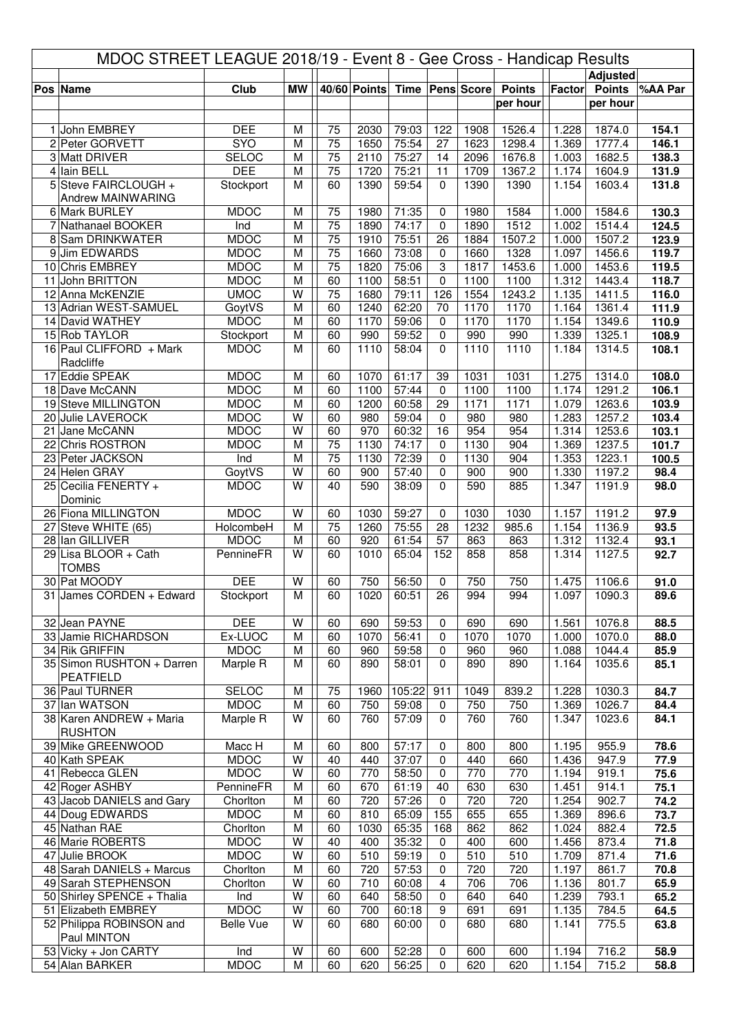# MDOC STREET LEAGUE 2018/19 - Event 8 - Gee Cross - Handicap Results

| Pos | Name | Club | MW | 40/60 | Points | Time | Pens | Score | Points per hour | Factor | Adjusted Points per hour | %AA Par |
|---|---|---|---|---|---|---|---|---|---|---|---|---|
| 1 | John EMBREY | DEE | M | 75 | 2030 | 79:03 | 122 | 1908 | 1526.4 | 1.228 | 1874.0 | 154.1 |
| 2 | Peter GORVETT | SYO | M | 75 | 1650 | 75:54 | 27 | 1623 | 1298.4 | 1.369 | 1777.4 | 146.1 |
| 3 | Matt DRIVER | SELOC | M | 75 | 2110 | 75:27 | 14 | 2096 | 1676.8 | 1.003 | 1682.5 | 138.3 |
| 4 | Iain BELL | DEE | M | 75 | 1720 | 75:21 | 11 | 1709 | 1367.2 | 1.174 | 1604.9 | 131.9 |
| 5 | Steve FAIRCLOUGH + Andrew MAINWARING | Stockport | M | 60 | 1390 | 59:54 | 0 | 1390 | 1390 | 1.154 | 1603.4 | 131.8 |
| 6 | Mark BURLEY | MDOC | M | 75 | 1980 | 71:35 | 0 | 1980 | 1584 | 1.000 | 1584.6 | 130.3 |
| 7 | Nathanael BOOKER | Ind | M | 75 | 1890 | 74:17 | 0 | 1890 | 1512 | 1.002 | 1514.4 | 124.5 |
| 8 | Sam DRINKWATER | MDOC | M | 75 | 1910 | 75:51 | 26 | 1884 | 1507.2 | 1.000 | 1507.2 | 123.9 |
| 9 | Jim EDWARDS | MDOC | M | 75 | 1660 | 73:08 | 0 | 1660 | 1328 | 1.097 | 1456.6 | 119.7 |
| 10 | Chris EMBREY | MDOC | M | 75 | 1820 | 75:06 | 3 | 1817 | 1453.6 | 1.000 | 1453.6 | 119.5 |
| 11 | John BRITTON | MDOC | M | 60 | 1100 | 58:51 | 0 | 1100 | 1100 | 1.312 | 1443.4 | 118.7 |
| 12 | Anna McKENZIE | UMOC | W | 75 | 1680 | 79:11 | 126 | 1554 | 1243.2 | 1.135 | 1411.5 | 116.0 |
| 13 | Adrian WEST-SAMUEL | GoytVS | M | 60 | 1240 | 62:20 | 70 | 1170 | 1170 | 1.164 | 1361.4 | 111.9 |
| 14 | David WATHEY | MDOC | M | 60 | 1170 | 59:06 | 0 | 1170 | 1170 | 1.154 | 1349.6 | 110.9 |
| 15 | Rob TAYLOR | Stockport | M | 60 | 990 | 59:52 | 0 | 990 | 990 | 1.339 | 1325.1 | 108.9 |
| 16 | Paul CLIFFORD + Mark Radcliffe | MDOC | M | 60 | 1110 | 58:04 | 0 | 1110 | 1110 | 1.184 | 1314.5 | 108.1 |
| 17 | Eddie SPEAK | MDOC | M | 60 | 1070 | 61:17 | 39 | 1031 | 1031 | 1.275 | 1314.0 | 108.0 |
| 18 | Dave McCANN | MDOC | M | 60 | 1100 | 57:44 | 0 | 1100 | 1100 | 1.174 | 1291.2 | 106.1 |
| 19 | Steve MILLINGTON | MDOC | M | 60 | 1200 | 60:58 | 29 | 1171 | 1171 | 1.079 | 1263.6 | 103.9 |
| 20 | Julie LAVEROCK | MDOC | W | 60 | 980 | 59:04 | 0 | 980 | 980 | 1.283 | 1257.2 | 103.4 |
| 21 | Jane McCANN | MDOC | W | 60 | 970 | 60:32 | 16 | 954 | 954 | 1.314 | 1253.6 | 103.1 |
| 22 | Chris ROSTRON | MDOC | M | 75 | 1130 | 74:17 | 0 | 1130 | 904 | 1.369 | 1237.5 | 101.7 |
| 23 | Peter JACKSON | Ind | M | 75 | 1130 | 72:39 | 0 | 1130 | 904 | 1.353 | 1223.1 | 100.5 |
| 24 | Helen GRAY | GoytVS | W | 60 | 900 | 57:40 | 0 | 900 | 900 | 1.330 | 1197.2 | 98.4 |
| 25 | Cecilia FENERTY + Dominic | MDOC | W | 40 | 590 | 38:09 | 0 | 590 | 885 | 1.347 | 1191.9 | 98.0 |
| 26 | Fiona MILLINGTON | MDOC | W | 60 | 1030 | 59:27 | 0 | 1030 | 1030 | 1.157 | 1191.2 | 97.9 |
| 27 | Steve WHITE (65) | HolcombeH | M | 75 | 1260 | 75:55 | 28 | 1232 | 985.6 | 1.154 | 1136.9 | 93.5 |
| 28 | Ian GILLIVER | MDOC | M | 60 | 920 | 61:54 | 57 | 863 | 863 | 1.312 | 1132.4 | 93.1 |
| 29 | Lisa BLOOR + Cath TOMBS | PennineFR | W | 60 | 1010 | 65:04 | 152 | 858 | 858 | 1.314 | 1127.5 | 92.7 |
| 30 | Pat MOODY | DEE | W | 60 | 750 | 56:50 | 0 | 750 | 750 | 1.475 | 1106.6 | 91.0 |
| 31 | James CORDEN + Edward | Stockport | M | 60 | 1020 | 60:51 | 26 | 994 | 994 | 1.097 | 1090.3 | 89.6 |
| 32 | Jean PAYNE | DEE | W | 60 | 690 | 59:53 | 0 | 690 | 690 | 1.561 | 1076.8 | 88.5 |
| 33 | Jamie RICHARDSON | Ex-LUOC | M | 60 | 1070 | 56:41 | 0 | 1070 | 1070 | 1.000 | 1070.0 | 88.0 |
| 34 | Rik GRIFFIN | MDOC | M | 60 | 960 | 59:58 | 0 | 960 | 960 | 1.088 | 1044.4 | 85.9 |
| 35 | Simon RUSHTON + Darren PEATFIELD | Marple R | M | 60 | 890 | 58:01 | 0 | 890 | 890 | 1.164 | 1035.6 | 85.1 |
| 36 | Paul TURNER | SELOC | M | 75 | 1960 | 105:22 | 911 | 1049 | 839.2 | 1.228 | 1030.3 | 84.7 |
| 37 | Ian WATSON | MDOC | M | 60 | 750 | 59:08 | 0 | 750 | 750 | 1.369 | 1026.7 | 84.4 |
| 38 | Karen ANDREW + Maria RUSHTON | Marple R | W | 60 | 760 | 57:09 | 0 | 760 | 760 | 1.347 | 1023.6 | 84.1 |
| 39 | Mike GREENWOOD | Macc H | M | 60 | 800 | 57:17 | 0 | 800 | 800 | 1.195 | 955.9 | 78.6 |
| 40 | Kath SPEAK | MDOC | W | 40 | 440 | 37:07 | 0 | 440 | 660 | 1.436 | 947.9 | 77.9 |
| 41 | Rebecca GLEN | MDOC | W | 60 | 770 | 58:50 | 0 | 770 | 770 | 1.194 | 919.1 | 75.6 |
| 42 | Roger ASHBY | PennineFR | M | 60 | 670 | 61:19 | 40 | 630 | 630 | 1.451 | 914.1 | 75.1 |
| 43 | Jacob DANIELS and Gary | Chorlton | M | 60 | 720 | 57:26 | 0 | 720 | 720 | 1.254 | 902.7 | 74.2 |
| 44 | Doug EDWARDS | MDOC | M | 60 | 810 | 65:09 | 155 | 655 | 655 | 1.369 | 896.6 | 73.7 |
| 45 | Nathan RAE | Chorlton | M | 60 | 1030 | 65:35 | 168 | 862 | 862 | 1.024 | 882.4 | 72.5 |
| 46 | Marie ROBERTS | MDOC | W | 40 | 400 | 35:32 | 0 | 400 | 600 | 1.456 | 873.4 | 71.8 |
| 47 | Julie BROOK | MDOC | W | 60 | 510 | 59:19 | 0 | 510 | 510 | 1.709 | 871.4 | 71.6 |
| 48 | Sarah DANIELS + Marcus | Chorlton | M | 60 | 720 | 57:53 | 0 | 720 | 720 | 1.197 | 861.7 | 70.8 |
| 49 | Sarah STEPHENSON | Chorlton | W | 60 | 710 | 60:08 | 4 | 706 | 706 | 1.136 | 801.7 | 65.9 |
| 50 | Shirley SPENCE + Thalia | Ind | W | 60 | 640 | 58:50 | 0 | 640 | 640 | 1.239 | 793.1 | 65.2 |
| 51 | Elizabeth EMBREY | MDOC | W | 60 | 700 | 60:18 | 9 | 691 | 691 | 1.135 | 784.5 | 64.5 |
| 52 | Philippa ROBINSON and Paul MINTON | Belle Vue | W | 60 | 680 | 60:00 | 0 | 680 | 680 | 1.141 | 775.5 | 63.8 |
| 53 | Vicky + Jon CARTY | Ind | W | 60 | 600 | 52:28 | 0 | 600 | 600 | 1.194 | 716.2 | 58.9 |
| 54 | Alan BARKER | MDOC | M | 60 | 620 | 56:25 | 0 | 620 | 620 | 1.154 | 715.2 | 58.8 |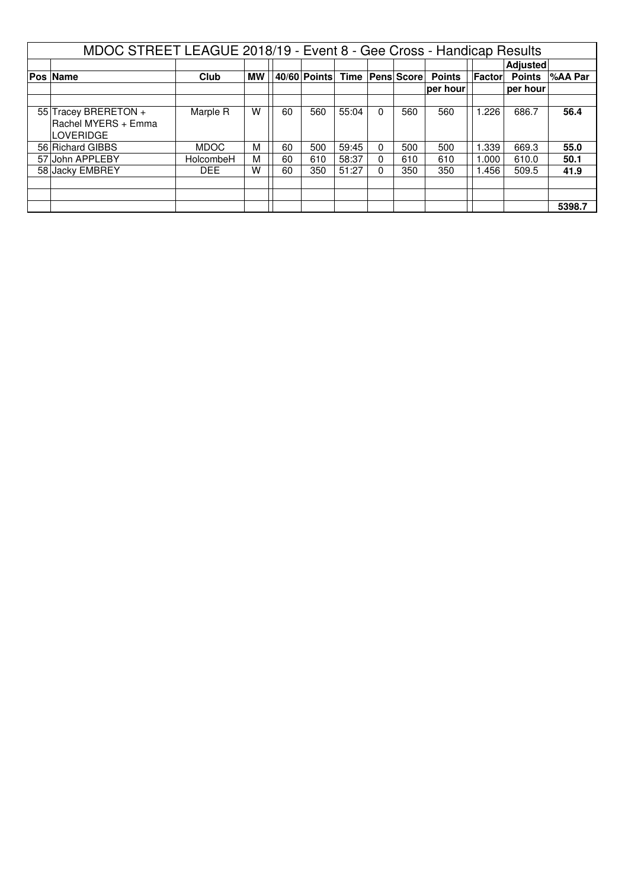# MDOC STREET LEAGUE 2018/19 - Event 8 - Gee Cross - Handicap Results

| Pos | Name | Club | MW | 40/60 | Points | Time | Pens | Score | Points per hour | Factor | Adjusted Points per hour | %AA Par |
|---|---|---|---|---|---|---|---|---|---|---|---|---|
| 55 | Tracey BRERETON + Rachel MYERS + Emma LOVERIDGE | Marple R | W | 60 | 560 | 55:04 | 0 | 560 | 560 | 1.226 | 686.7 | **56.4** |
| 56 | Richard GIBBS | MDOC | M | 60 | 500 | 59:45 | 0 | 500 | 500 | 1.339 | 669.3 | **55.0** |
| 57 | John APPLEBY | HolcombeH | M | 60 | 610 | 58:37 | 0 | 610 | 610 | 1.000 | 610.0 | **50.1** |
| 58 | Jacky EMBREY | DEE | W | 60 | 350 | 51:27 | 0 | 350 | 350 | 1.456 | 509.5 | **41.9** |
| | | | | | | | | | | | | **5398.7** |